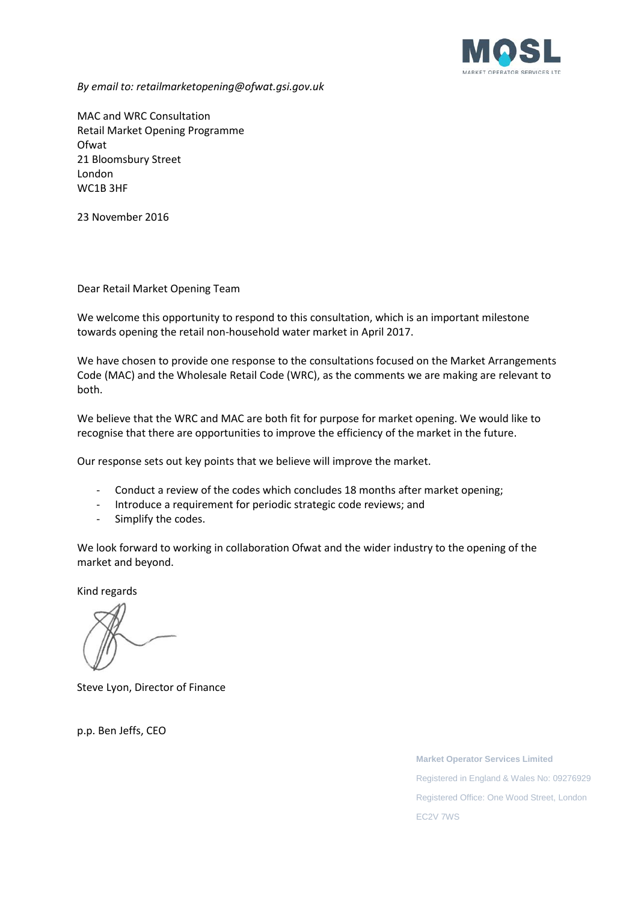MOSL
MARKET OPERATOR SERVICES LTD

*By email to: retailmarketopening@ofwat.gsi.gov.uk*

MAC and WRC Consultation
Retail Market Opening Programme
Ofwat
21 Bloomsbury Street
London
WC1B 3HF

23 November 2016

Dear Retail Market Opening Team

We welcome this opportunity to respond to this consultation, which is an important milestone towards opening the retail non-household water market in April 2017.

We have chosen to provide one response to the consultations focused on the Market Arrangements Code (MAC) and the Wholesale Retail Code (WRC), as the comments we are making are relevant to both.

We believe that the WRC and MAC are both fit for purpose for market opening. We would like to recognise that there are opportunities to improve the efficiency of the market in the future.

Our response sets out key points that we believe will improve the market.

- Conduct a review of the codes which concludes 18 months after market opening;
- Introduce a requirement for periodic strategic code reviews; and
- Simplify the codes.

We look forward to working in collaboration Ofwat and the wider industry to the opening of the market and beyond.

Kind regards

Steve Lyon, Director of Finance

p.p. Ben Jeffs, CEO

**Market Operator Services Limited**
Registered in England & Wales No: 09276929
Registered Office: One Wood Street, London EC2V 7WS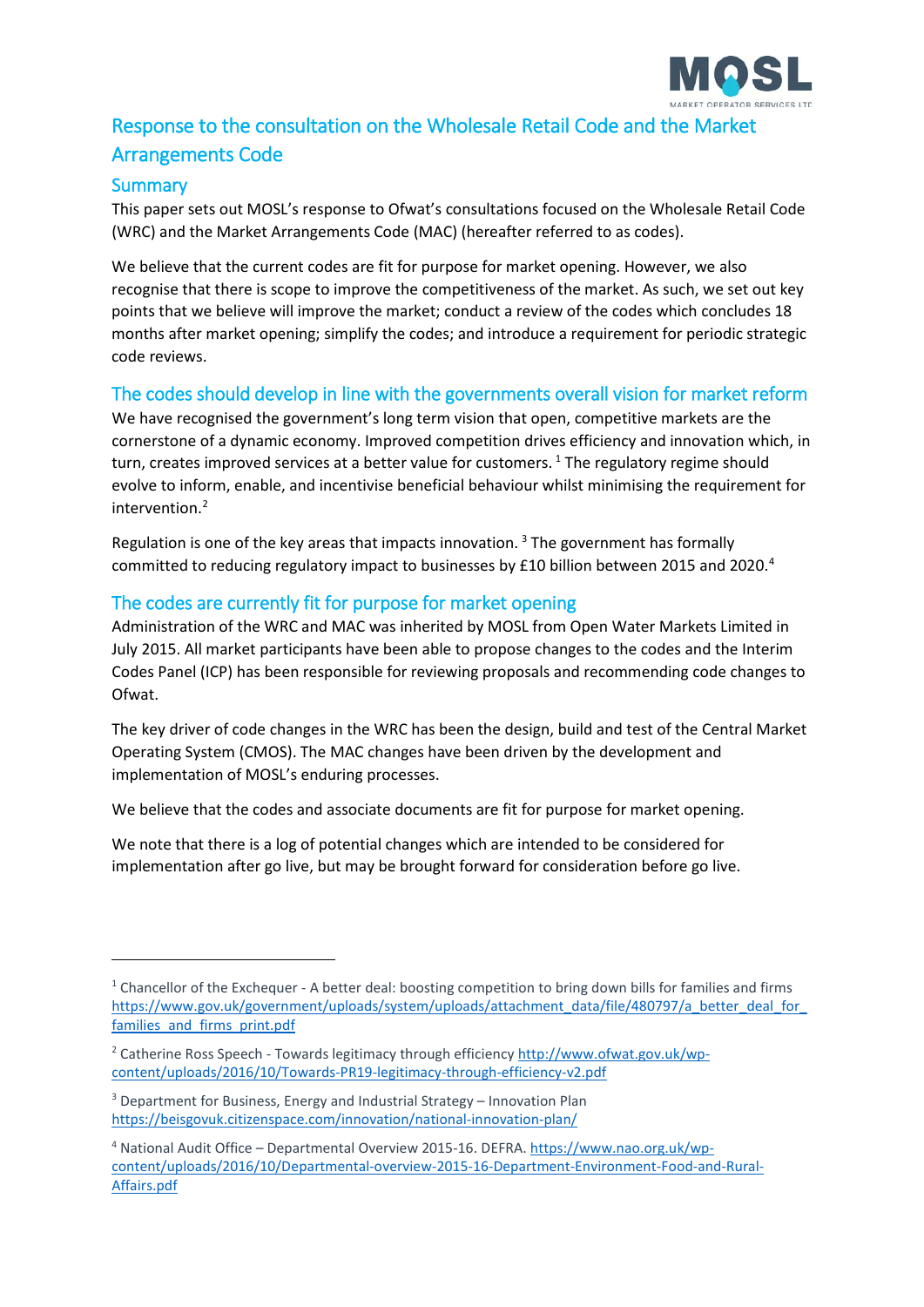# Response to the consultation on the Wholesale Retail Code and the Market Arrangements Code

## Summary

This paper sets out MOSL's response to Ofwat's consultations focused on the Wholesale Retail Code (WRC) and the Market Arrangements Code (MAC) (hereafter referred to as codes).

We believe that the current codes are fit for purpose for market opening. However, we also recognise that there is scope to improve the competitiveness of the market. As such, we set out key points that we believe will improve the market; conduct a review of the codes which concludes 18 months after market opening; simplify the codes; and introduce a requirement for periodic strategic code reviews.

## The codes should develop in line with the governments overall vision for market reform

We have recognised the government's long term vision that open, competitive markets are the cornerstone of a dynamic economy. Improved competition drives efficiency and innovation which, in turn, creates improved services at a better value for customers. [1] The regulatory regime should evolve to inform, enable, and incentivise beneficial behaviour whilst minimising the requirement for intervention.[2]

Regulation is one of the key areas that impacts innovation. [3] The government has formally committed to reducing regulatory impact to businesses by £10 billion between 2015 and 2020.[4]

## The codes are currently fit for purpose for market opening

Administration of the WRC and MAC was inherited by MOSL from Open Water Markets Limited in July 2015. All market participants have been able to propose changes to the codes and the Interim Codes Panel (ICP) has been responsible for reviewing proposals and recommending code changes to Ofwat.

The key driver of code changes in the WRC has been the design, build and test of the Central Market Operating System (CMOS). The MAC changes have been driven by the development and implementation of MOSL's enduring processes.

We believe that the codes and associate documents are fit for purpose for market opening.

We note that there is a log of potential changes which are intended to be considered for implementation after go live, but may be brought forward for consideration before go live.

---

[1] Chancellor of the Exchequer - A better deal: boosting competition to bring down bills for families and firms https://www.gov.uk/government/uploads/system/uploads/attachment_data/file/480797/a_better_deal_for_families_and_firms_print.pdf

[2] Catherine Ross Speech - Towards legitimacy through efficiency http://www.ofwat.gov.uk/wp-content/uploads/2016/10/Towards-PR19-legitimacy-through-efficiency-v2.pdf

[3] Department for Business, Energy and Industrial Strategy – Innovation Plan https://beisgovuk.citizenspace.com/innovation/national-innovation-plan/

[4] National Audit Office – Departmental Overview 2015-16. DEFRA. https://www.nao.org.uk/wp-content/uploads/2016/10/Departmental-overview-2015-16-Department-Environment-Food-and-Rural-Affairs.pdf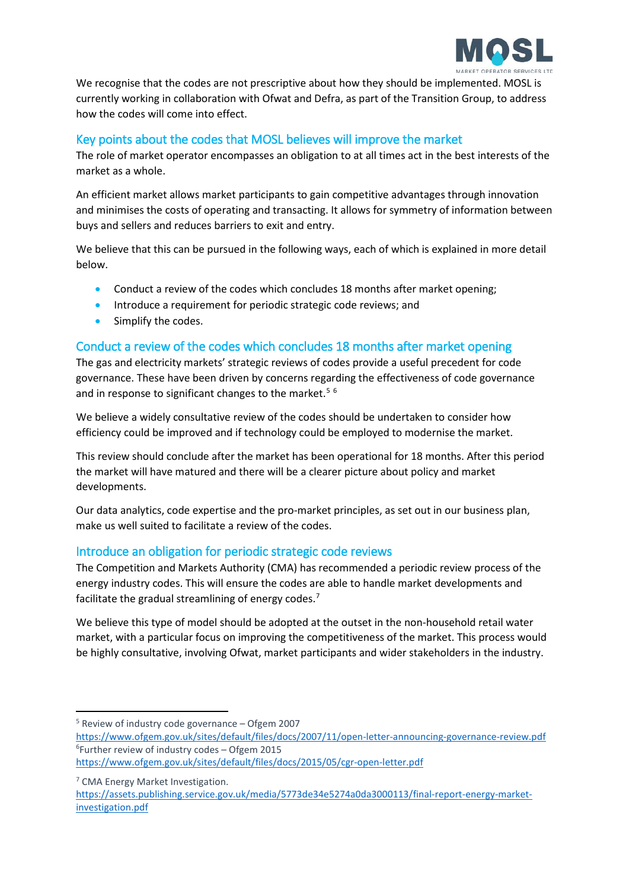We recognise that the codes are not prescriptive about how they should be implemented. MOSL is currently working in collaboration with Ofwat and Defra, as part of the Transition Group, to address how the codes will come into effect.

## Key points about the codes that MOSL believes will improve the market

The role of market operator encompasses an obligation to at all times act in the best interests of the market as a whole.

An efficient market allows market participants to gain competitive advantages through innovation and minimises the costs of operating and transacting. It allows for symmetry of information between buys and sellers and reduces barriers to exit and entry.

We believe that this can be pursued in the following ways, each of which is explained in more detail below.

- Conduct a review of the codes which concludes 18 months after market opening;
- Introduce a requirement for periodic strategic code reviews; and
- Simplify the codes.

## Conduct a review of the codes which concludes 18 months after market opening

The gas and electricity markets' strategic reviews of codes provide a useful precedent for code governance. These have been driven by concerns regarding the effectiveness of code governance and in response to significant changes to the market.[5] [6]

We believe a widely consultative review of the codes should be undertaken to consider how efficiency could be improved and if technology could be employed to modernise the market.

This review should conclude after the market has been operational for 18 months. After this period the market will have matured and there will be a clearer picture about policy and market developments.

Our data analytics, code expertise and the pro-market principles, as set out in our business plan, make us well suited to facilitate a review of the codes.

## Introduce an obligation for periodic strategic code reviews

The Competition and Markets Authority (CMA) has recommended a periodic review process of the energy industry codes. This will ensure the codes are able to handle market developments and facilitate the gradual streamlining of energy codes.[7]

We believe this type of model should be adopted at the outset in the non-household retail water market, with a particular focus on improving the competitiveness of the market. This process would be highly consultative, involving Ofwat, market participants and wider stakeholders in the industry.

---

[5] Review of industry code governance – Ofgem 2007
https://www.ofgem.gov.uk/sites/default/files/docs/2007/11/open-letter-announcing-governance-review.pdf

[6] Further review of industry codes – Ofgem 2015
https://www.ofgem.gov.uk/sites/default/files/docs/2015/05/cgr-open-letter.pdf

[7] CMA Energy Market Investigation.
https://assets.publishing.service.gov.uk/media/5773de34e5274a0da3000113/final-report-energy-market-investigation.pdf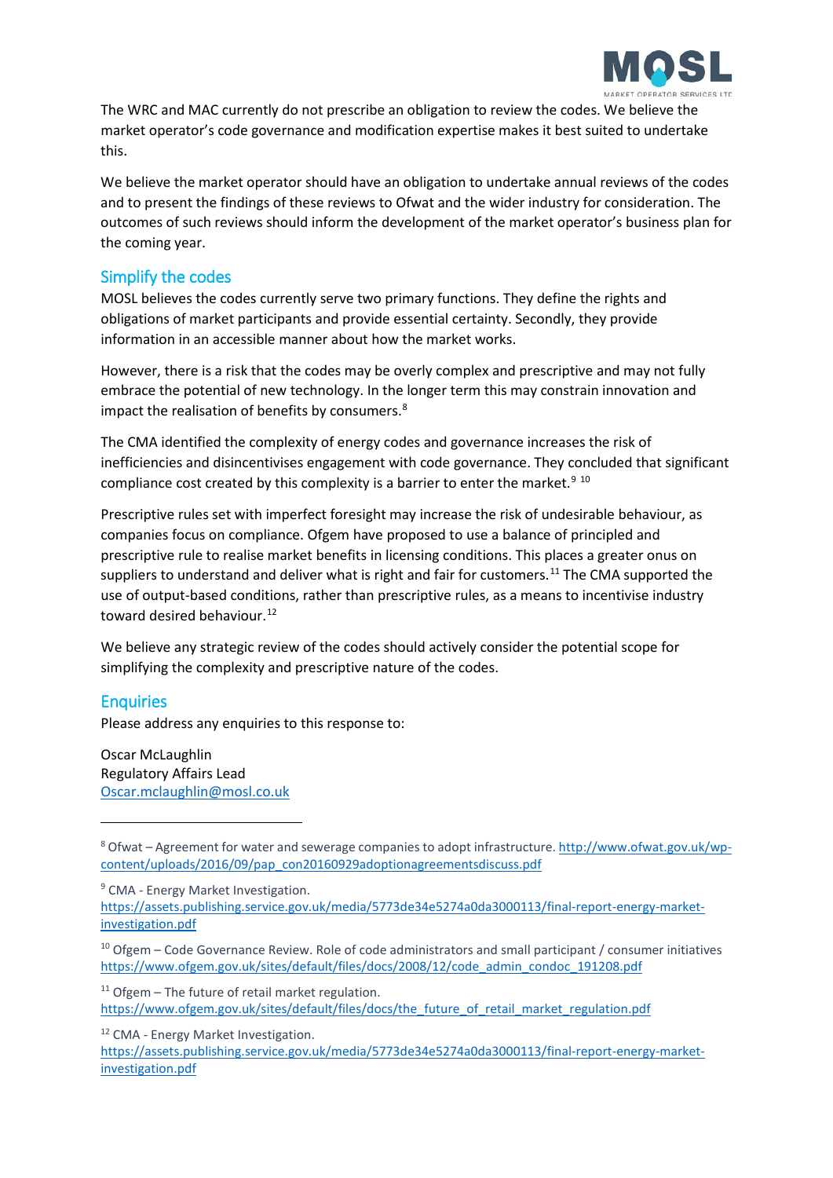The WRC and MAC currently do not prescribe an obligation to review the codes. We believe the market operator's code governance and modification expertise makes it best suited to undertake this.

We believe the market operator should have an obligation to undertake annual reviews of the codes and to present the findings of these reviews to Ofwat and the wider industry for consideration. The outcomes of such reviews should inform the development of the market operator's business plan for the coming year.

## Simplify the codes

MOSL believes the codes currently serve two primary functions. They define the rights and obligations of market participants and provide essential certainty. Secondly, they provide information in an accessible manner about how the market works.

However, there is a risk that the codes may be overly complex and prescriptive and may not fully embrace the potential of new technology. In the longer term this may constrain innovation and impact the realisation of benefits by consumers.[8]

The CMA identified the complexity of energy codes and governance increases the risk of inefficiencies and disincentivises engagement with code governance. They concluded that significant compliance cost created by this complexity is a barrier to enter the market.[9] [10]

Prescriptive rules set with imperfect foresight may increase the risk of undesirable behaviour, as companies focus on compliance. Ofgem have proposed to use a balance of principled and prescriptive rule to realise market benefits in licensing conditions. This places a greater onus on suppliers to understand and deliver what is right and fair for customers.[11] The CMA supported the use of output-based conditions, rather than prescriptive rules, as a means to incentivise industry toward desired behaviour.[12]

We believe any strategic review of the codes should actively consider the potential scope for simplifying the complexity and prescriptive nature of the codes.

## Enquiries

Please address any enquiries to this response to:

Oscar McLaughlin
Regulatory Affairs Lead
Oscar.mclaughlin@mosl.co.uk

---

[8] Ofwat – Agreement for water and sewerage companies to adopt infrastructure. http://www.ofwat.gov.uk/wp-content/uploads/2016/09/pap_con20160929adoptionagreementsdiscuss.pdf

[9] CMA - Energy Market Investigation. https://assets.publishing.service.gov.uk/media/5773de34e5274a0da3000113/final-report-energy-market-investigation.pdf

[10] Ofgem – Code Governance Review. Role of code administrators and small participant / consumer initiatives https://www.ofgem.gov.uk/sites/default/files/docs/2008/12/code_admin_condoc_191208.pdf

[11] Ofgem – The future of retail market regulation. https://www.ofgem.gov.uk/sites/default/files/docs/the_future_of_retail_market_regulation.pdf

[12] CMA - Energy Market Investigation. https://assets.publishing.service.gov.uk/media/5773de34e5274a0da3000113/final-report-energy-market-investigation.pdf